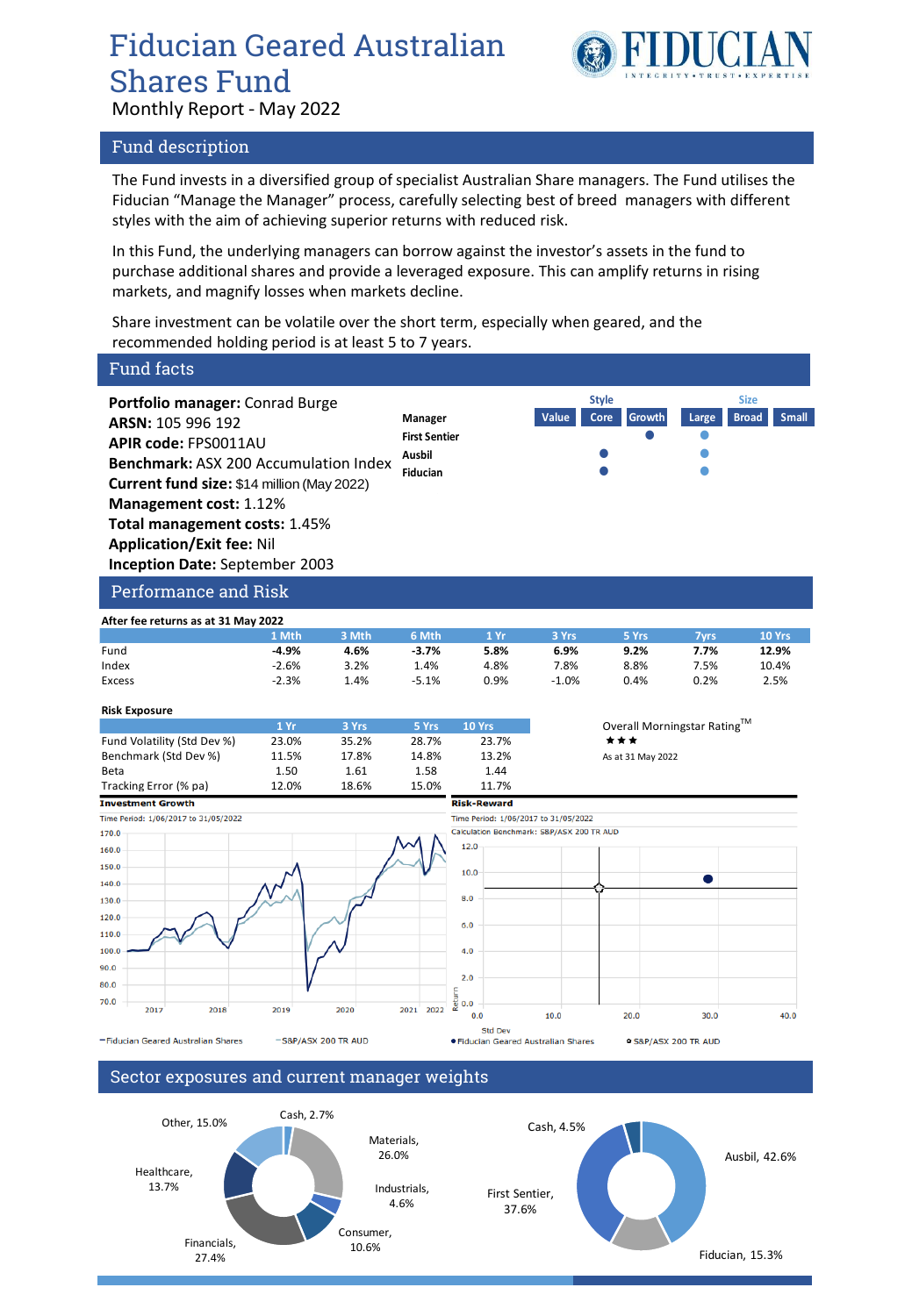# Fiducian Geared Australian Shares Fund

Monthly Report - May 2022

## Fund description

The Fund invests in a diversified group of specialist Australian Share managers. The Fund utilises the Fiducian "Manage the Manager" process, carefully selecting best of breed managers with different styles with the aim of achieving superior returns with reduced risk.

In this Fund, the underlying managers can borrow against the investor's assets in the fund to purchase additional shares and provide a leveraged exposure. This can amplify returns in rising markets, and magnify losses when markets decline.

Share investment can be volatile over the short term, especially when geared, and the recommended holding period is at least 5 to 7 years.

## Fund facts

**Portfolio manager:** Conrad Burge
**ARSN:** 105 996 192
**APIR code:** FPS0011AU
**Benchmark:** ASX 200 Accumulation Index
**Current fund size:** $14 million (May 2022)
**Management cost:** 1.12%
**Total management costs:** 1.45%
**Application/Exit fee:** Nil
**Inception Date:** September 2003

| Manager | Style: Value | Style: Core | Style: Growth | Size: Large | Size: Broad | Size: Small |
|---|---|---|---|---|---|---|
| First Sentier | | | ● | ● | | |
| Ausbil | | ● | | ● | | |
| Fiducian | | ● | | ● | | |

## Performance and Risk

**After fee returns as at 31 May 2022**

| | 1 Mth | 3 Mth | 6 Mth | 1 Yr | 3 Yrs | 5 Yrs | 7yrs | 10 Yrs |
|---|---|---|---|---|---|---|---|---|
| Fund | **-4.9%** | **4.6%** | **-3.7%** | **5.8%** | **6.9%** | **9.2%** | **7.7%** | **12.9%** |
| Index | -2.6% | 3.2% | 1.4% | 4.8% | 7.8% | 8.8% | 7.5% | 10.4% |
| Excess | -2.3% | 1.4% | -5.1% | 0.9% | -1.0% | 0.4% | 0.2% | 2.5% |

**Risk Exposure**

| | 1 Yr | 3 Yrs | 5 Yrs | 10 Yrs |
|---|---|---|---|---|
| Fund Volatility (Std Dev %) | 23.0% | 35.2% | 28.7% | 23.7% |
| Benchmark (Std Dev %) | 11.5% | 17.8% | 14.8% | 13.2% |
| Beta | 1.50 | 1.61 | 1.58 | 1.44 |
| Tracking Error (% pa) | 12.0% | 18.6% | 15.0% | 11.7% |

Overall Morningstar Rating™
★★★
As at 31 May 2022

**Investment Growth**
Time Period: 1/06/2017 to 31/05/2022
— Fiducian Geared Australian Shares — S&P/ASX 200 TR AUD

**Risk-Reward**
Time Period: 1/06/2017 to 31/05/2022
Calculation Benchmark: S&P/ASX 200 TR AUD
● Fiducian Geared Australian Shares ○ S&P/ASX 200 TR AUD

## Sector exposures and current manager weights

| Sector | Weight |
|---|---|
| Materials | 26.0% |
| Industrials | 4.6% |
| Consumer | 10.6% |
| Financials | 27.4% |
| Healthcare | 13.7% |
| Other | 15.0% |
| Cash | 2.7% |

| Manager | Weight |
|---|---|
| Ausbil | 42.6% |
| Fiducian | 15.3% |
| First Sentier | 37.6% |
| Cash | 4.5% |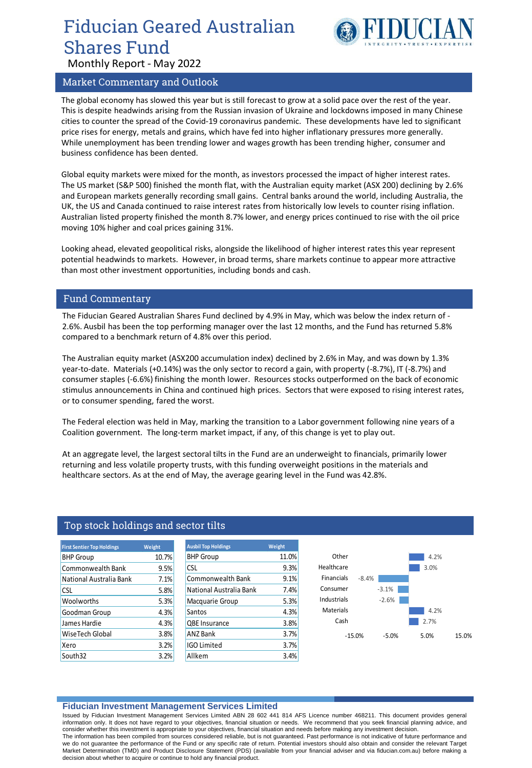# Fiducian Geared Australian Shares Fund

Monthly Report - May 2022

FIDUCIAN

INTEGRITY • TRUST • EXPERTISE

## Market Commentary and Outlook

The global economy has slowed this year but is still forecast to grow at a solid pace over the rest of the year. This is despite headwinds arising from the Russian invasion of Ukraine and lockdowns imposed in many Chinese cities to counter the spread of the Covid-19 coronavirus pandemic. These developments have led to significant price rises for energy, metals and grains, which have fed into higher inflationary pressures more generally. While unemployment has been trending lower and wages growth has been trending higher, consumer and business confidence has been dented.

Global equity markets were mixed for the month, as investors processed the impact of higher interest rates. The US market (S&P 500) finished the month flat, with the Australian equity market (ASX 200) declining by 2.6% and European markets generally recording small gains. Central banks around the world, including Australia, the UK, the US and Canada continued to raise interest rates from historically low levels to counter rising inflation. Australian listed property finished the month 8.7% lower, and energy prices continued to rise with the oil price moving 10% higher and coal prices gaining 31%.

Looking ahead, elevated geopolitical risks, alongside the likelihood of higher interest rates this year represent potential headwinds to markets. However, in broad terms, share markets continue to appear more attractive than most other investment opportunities, including bonds and cash.

## Fund Commentary

The Fiducian Geared Australian Shares Fund declined by 4.9% in May, which was below the index return of -2.6%. Ausbil has been the top performing manager over the last 12 months, and the Fund has returned 5.8% compared to a benchmark return of 4.8% over this period.

The Australian equity market (ASX200 accumulation index) declined by 2.6% in May, and was down by 1.3% year-to-date. Materials (+0.14%) was the only sector to record a gain, with property (-8.7%), IT (-8.7%) and consumer staples (-6.6%) finishing the month lower. Resources stocks outperformed on the back of economic stimulus announcements in China and continued high prices. Sectors that were exposed to rising interest rates, or to consumer spending, fared the worst.

The Federal election was held in May, marking the transition to a Labor government following nine years of a Coalition government. The long-term market impact, if any, of this change is yet to play out.

At an aggregate level, the largest sectoral tilts in the Fund are an underweight to financials, primarily lower returning and less volatile property trusts, with this funding overweight positions in the materials and healthcare sectors. As at the end of May, the average gearing level in the Fund was 42.8%.

## Top stock holdings and sector tilts

| First Sentier Top Holdings | Weight |
|---|---|
| BHP Group | 10.7% |
| Commonwealth Bank | 9.5% |
| National Australia Bank | 7.1% |
| CSL | 5.8% |
| Woolworths | 5.3% |
| Goodman Group | 4.3% |
| James Hardie | 4.3% |
| WiseTech Global | 3.8% |
| Xero | 3.2% |
| South32 | 3.2% |

| Ausbil Top Holdings | Weight |
|---|---|
| BHP Group | 11.0% |
| CSL | 9.3% |
| Commonwealth Bank | 9.1% |
| National Australia Bank | 7.4% |
| Macquarie Group | 5.3% |
| Santos | 4.3% |
| QBE Insurance | 3.8% |
| ANZ Bank | 3.7% |
| IGO Limited | 3.7% |
| Allkem | 3.4% |

Other 4.2%
Healthcare 3.0%
Financials -8.4%
Consumer -3.1%
Industrials -2.6%
Materials 4.2%
Cash 2.7%

-15.0% -5.0% 5.0% 15.0%

**Fiducian Investment Management Services Limited**

Issued by Fiducian Investment Management Services Limited ABN 28 602 441 814 AFS Licence number 468211. This document provides general information only. It does not have regard to your objectives, financial situation or needs. We recommend that you seek financial planning advice, and consider whether this investment is appropriate to your objectives, financial situation and needs before making any investment decision.
The information has been compiled from sources considered reliable, but is not guaranteed. Past performance is not indicative of future performance and we do not guarantee the performance of the Fund or any specific rate of return. Potential investors should also obtain and consider the relevant Target Market Determination (TMD) and Product Disclosure Statement (PDS) (available from your financial adviser and via fiducian.com.au) before making a decision about whether to acquire or continue to hold any financial product.